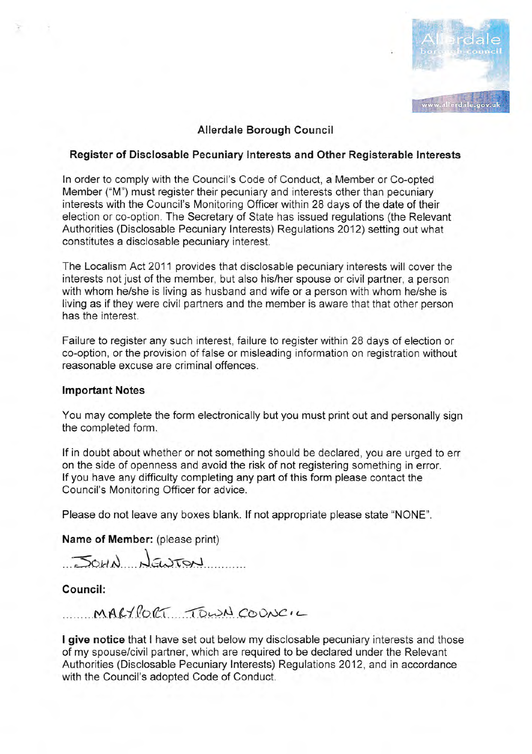Allerdale borough council
www.allerdale.gov.uk

## Allerdale Borough Council

### Register of Disclosable Pecuniary Interests and Other Registerable Interests

In order to comply with the Council's Code of Conduct, a Member or Co-opted Member ("M") must register their pecuniary and interests other than pecuniary interests with the Council's Monitoring Officer within 28 days of the date of their election or co-option. The Secretary of State has issued regulations (the Relevant Authorities (Disclosable Pecuniary Interests) Regulations 2012) setting out what constitutes a disclosable pecuniary interest.

The Localism Act 2011 provides that disclosable pecuniary interests will cover the interests not just of the member, but also his/her spouse or civil partner, a person with whom he/she is living as husband and wife or a person with whom he/she is living as if they were civil partners and the member is aware that that other person has the interest.

Failure to register any such interest, failure to register within 28 days of election or co-option, or the provision of false or misleading information on registration without reasonable excuse are criminal offences.

**Important Notes**

You may complete the form electronically but you must print out and personally sign the completed form.

If in doubt about whether or not something should be declared, you are urged to err on the side of openness and avoid the risk of not registering something in error. If you have any difficulty completing any part of this form please contact the Council's Monitoring Officer for advice.

Please do not leave any boxes blank. If not appropriate please state "NONE".

**Name of Member:** (please print)

JOHN NEWTON

**Council:**

MARYPORT TOWN COUNCIL

**I give notice** that I have set out below my disclosable pecuniary interests and those of my spouse/civil partner, which are required to be declared under the Relevant Authorities (Disclosable Pecuniary Interests) Regulations 2012, and in accordance with the Council's adopted Code of Conduct.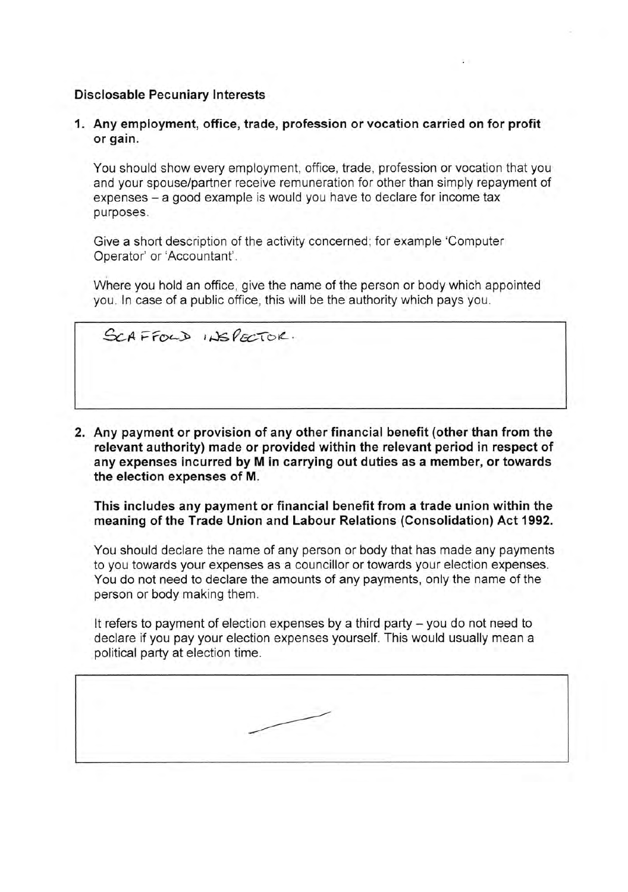**Disclosable Pecuniary Interests**

1. **Any employment, office, trade, profession or vocation carried on for profit or gain.**

   You should show every employment, office, trade, profession or vocation that you and your spouse/partner receive remuneration for other than simply repayment of expenses – a good example is would you have to declare for income tax purposes.

   Give a short description of the activity concerned; for example 'Computer Operator' or 'Accountant'.

   Where you hold an office, give the name of the person or body which appointed you. In case of a public office, this will be the authority which pays you.

| SCAFFOLD INSPECTOR. |
|---|

2. **Any payment or provision of any other financial benefit (other than from the relevant authority) made or provided within the relevant period in respect of any expenses incurred by M in carrying out duties as a member, or towards the election expenses of M.**

   **This includes any payment or financial benefit from a trade union within the meaning of the Trade Union and Labour Relations (Consolidation) Act 1992.**

   You should declare the name of any person or body that has made any payments to you towards your expenses as a councillor or towards your election expenses. You do not need to declare the amounts of any payments, only the name of the person or body making them.

   It refers to payment of election expenses by a third party – you do not need to declare if you pay your election expenses yourself. This would usually mean a political party at election time.

| — |
|---|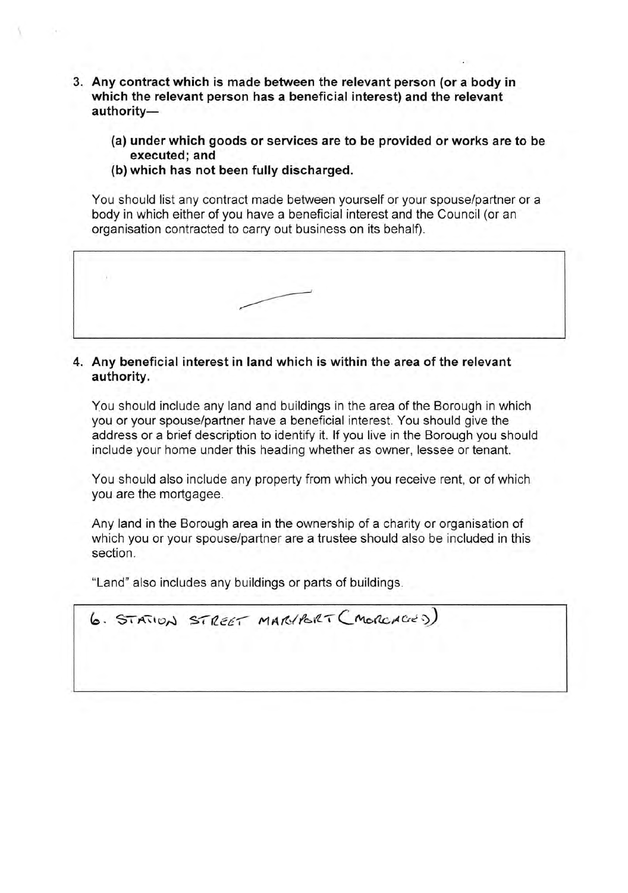3. **Any contract which is made between the relevant person (or a body in which the relevant person has a beneficial interest) and the relevant authority—**

   **(a) under which goods or services are to be provided or works are to be executed; and**
   
   **(b) which has not been fully discharged.**

   You should list any contract made between yourself or your spouse/partner or a body in which either of you have a beneficial interest and the Council (or an organisation contracted to carry out business on its behalf).

   | |
   |---|
   | — |

4. **Any beneficial interest in land which is within the area of the relevant authority.**

   You should include any land and buildings in the area of the Borough in which you or your spouse/partner have a beneficial interest. You should give the address or a brief description to identify it. If you live in the Borough you should include your home under this heading whether as owner, lessee or tenant.

   You should also include any property from which you receive rent, or of which you are the mortgagee.

   Any land in the Borough area in the ownership of a charity or organisation of which you or your spouse/partner are a trustee should also be included in this section.

   "Land" also includes any buildings or parts of buildings.

   | |
   |---|
   | 6. STATION STREET MARYPORT (MORGAGED) |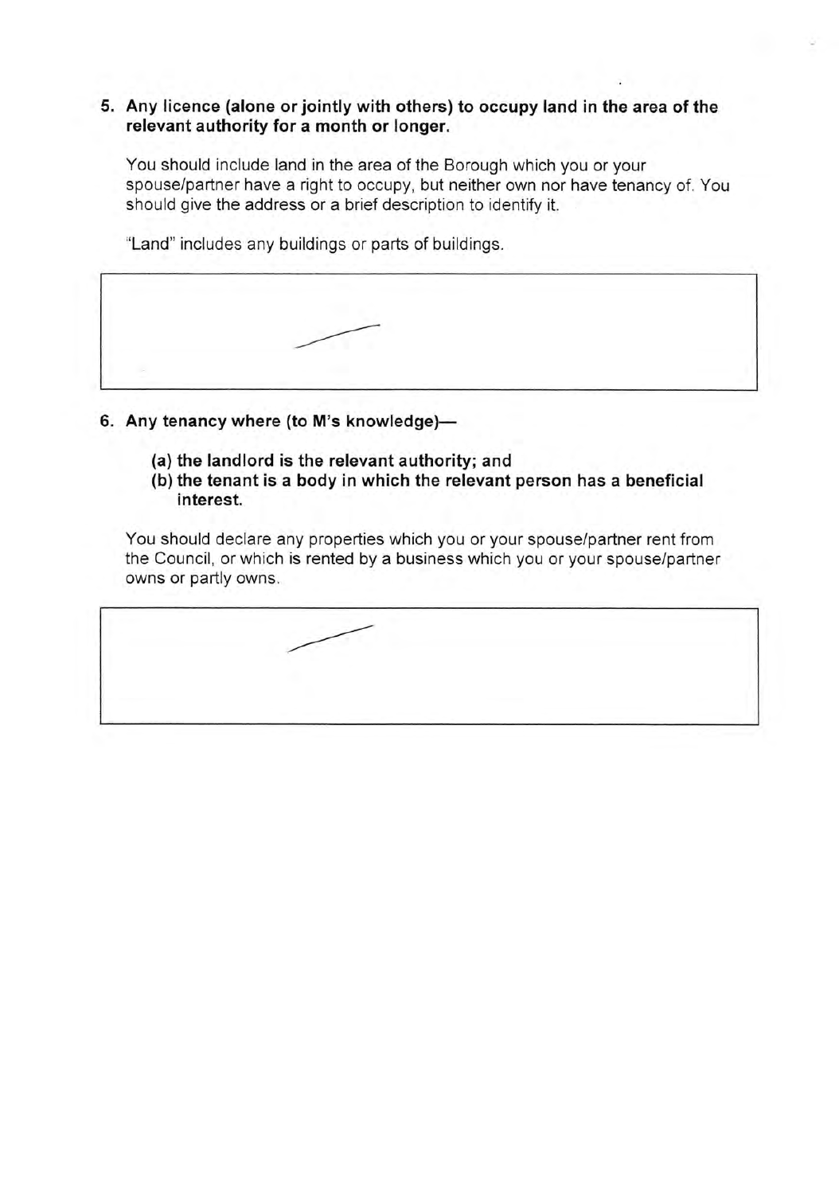**5. Any licence (alone or jointly with others) to occupy land in the area of the relevant authority for a month or longer.**

You should include land in the area of the Borough which you or your spouse/partner have a right to occupy, but neither own nor have tenancy of. You should give the address or a brief description to identify it.

"Land" includes any buildings or parts of buildings.

**6. Any tenancy where (to M's knowledge)—**

**(a) the landlord is the relevant authority; and**

**(b) the tenant is a body in which the relevant person has a beneficial interest.**

You should declare any properties which you or your spouse/partner rent from the Council, or which is rented by a business which you or your spouse/partner owns or partly owns.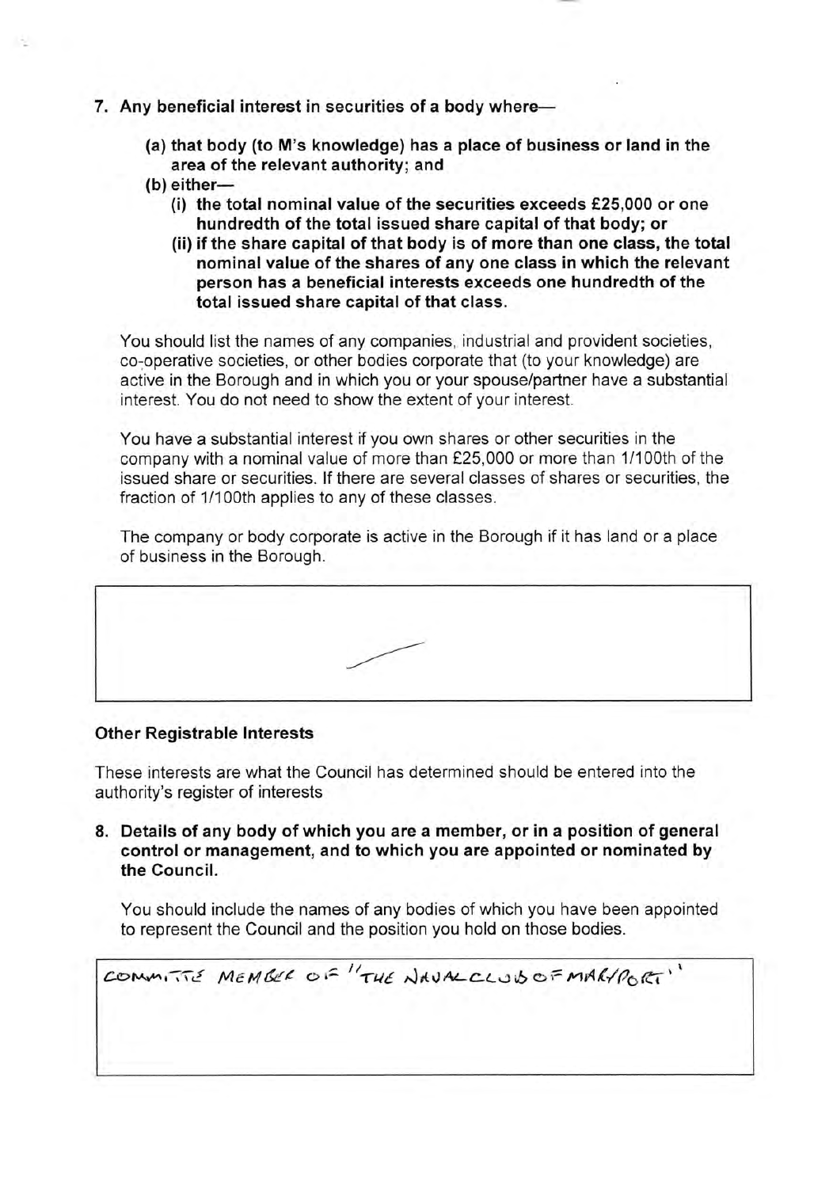**7. Any beneficial interest in securities of a body where—**

> **(a) that body (to M's knowledge) has a place of business or land in the area of the relevant authority; and**
>
> **(b) either—**
>
> > **(i) the total nominal value of the securities exceeds £25,000 or one hundredth of the total issued share capital of that body; or**
> >
> > **(ii) if the share capital of that body is of more than one class, the total nominal value of the shares of any one class in which the relevant person has a beneficial interests exceeds one hundredth of the total issued share capital of that class.**

You should list the names of any companies, industrial and provident societies, co-operative societies, or other bodies corporate that (to your knowledge) are active in the Borough and in which you or your spouse/partner have a substantial interest. You do not need to show the extent of your interest.

You have a substantial interest if you own shares or other securities in the company with a nominal value of more than £25,000 or more than 1/100th of the issued share or securities. If there are several classes of shares or securities, the fraction of 1/100th applies to any of these classes.

The company or body corporate is active in the Borough if it has land or a place of business in the Borough.

| |
|---|
| / |

**Other Registrable Interests**

These interests are what the Council has determined should be entered into the authority's register of interests

**8. Details of any body of which you are a member, or in a position of general control or management, and to which you are appointed or nominated by the Council.**

You should include the names of any bodies of which you have been appointed to represent the Council and the position you hold on those bodies.

| |
|---|
| COMMITTE MEMBER OF "THE NAVAL CLUB OF MARYPORT" |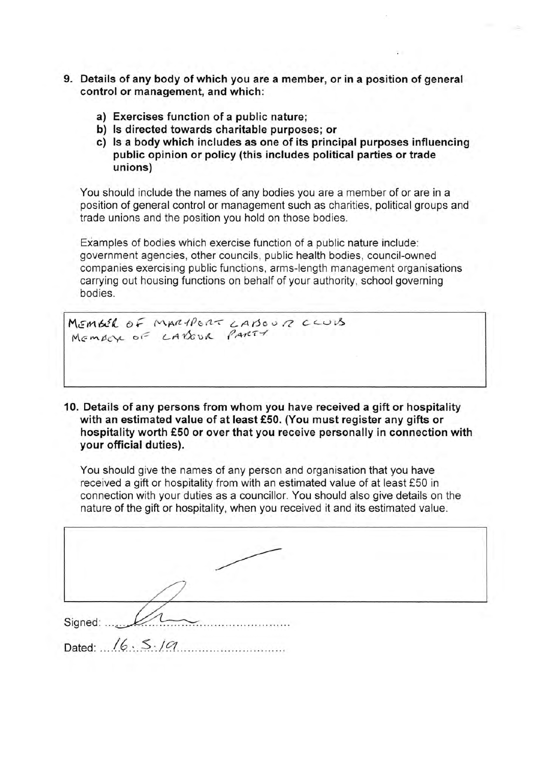9. **Details of any body of which you are a member, or in a position of general control or management, and which:**

   a) **Exercises function of a public nature;**
   b) **Is directed towards charitable purposes; or**
   c) **Is a body which includes as one of its principal purposes influencing public opinion or policy (this includes political parties or trade unions)**

   You should include the names of any bodies you are a member of or are in a position of general control or management such as charities, political groups and trade unions and the position you hold on those bodies.

   Examples of bodies which exercise function of a public nature include: government agencies, other councils, public health bodies, council-owned companies exercising public functions, arms-length management organisations carrying out housing functions on behalf of your authority, school governing bodies.

| |
|---|
| MEMBER OF MARYPORT LABOUR CLUB<br>MEMBER OF LABOUR PARTY |

10. **Details of any persons from whom you have received a gift or hospitality with an estimated value of at least £50. (You must register any gifts or hospitality worth £50 or over that you receive personally in connection with your official duties).**

    You should give the names of any person and organisation that you have received a gift or hospitality from with an estimated value of at least £50 in connection with your duties as a councillor. You should also give details on the nature of the gift or hospitality, when you received it and its estimated value.

| |
|---|
| — |

Signed: ........................................

Dated: 16.5.19